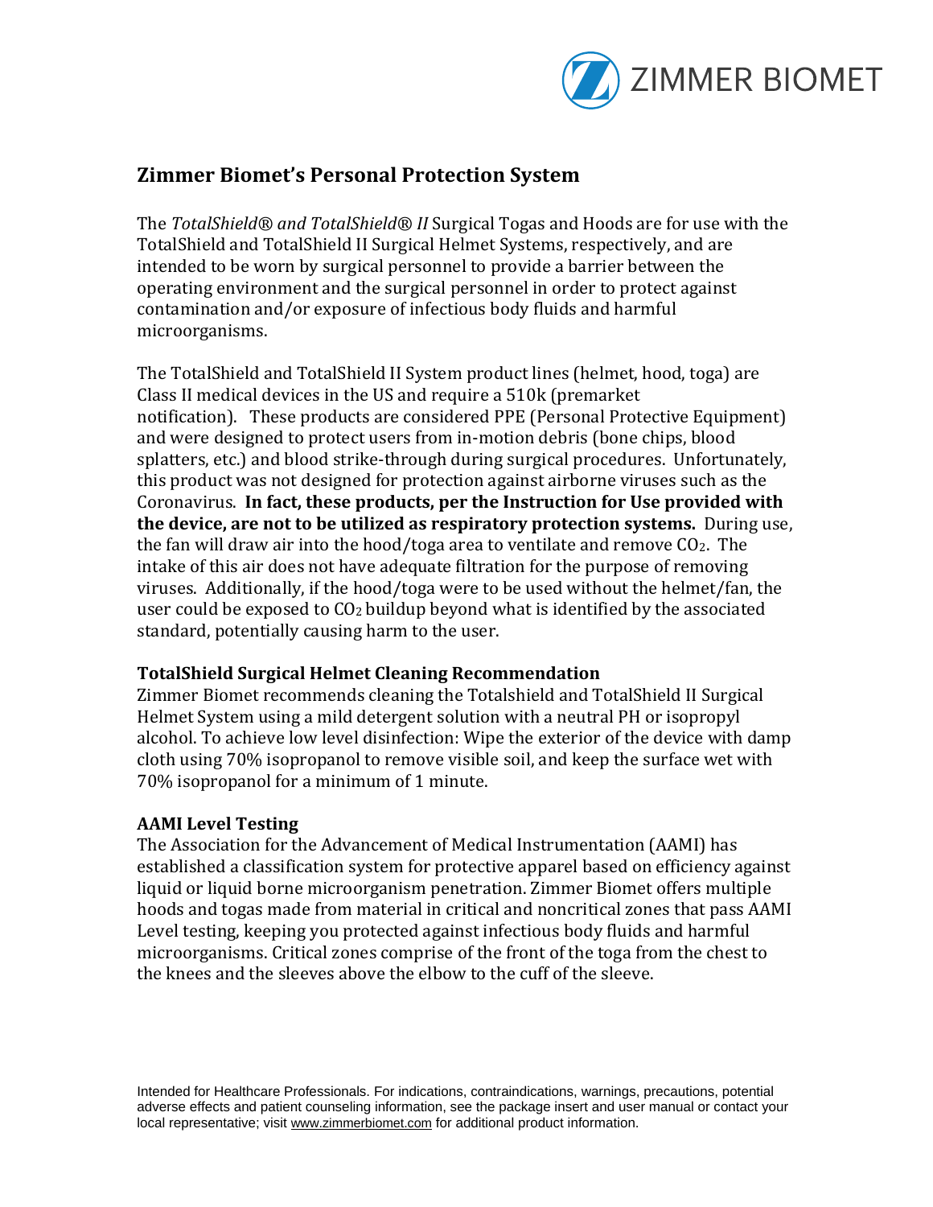# Zimmer Biomet's Personal Protection System

The *TotalShield® and TotalShield® II* Surgical Togas and Hoods are for use with the TotalShield and TotalShield II Surgical Helmet Systems, respectively, and are intended to be worn by surgical personnel to provide a barrier between the operating environment and the surgical personnel in order to protect against contamination and/or exposure of infectious body fluids and harmful microorganisms.

The TotalShield and TotalShield II System product lines (helmet, hood, toga) are Class II medical devices in the US and require a 510k (premarket notification). These products are considered PPE (Personal Protective Equipment) and were designed to protect users from in-motion debris (bone chips, blood splatters, etc.) and blood strike-through during surgical procedures. Unfortunately, this product was not designed for protection against airborne viruses such as the Coronavirus. **In fact, these products, per the Instruction for Use provided with the device, are not to be utilized as respiratory protection systems.** During use, the fan will draw air into the hood/toga area to ventilate and remove $CO_2$. The intake of this air does not have adequate filtration for the purpose of removing viruses. Additionally, if the hood/toga were to be used without the helmet/fan, the user could be exposed to $CO_2$ buildup beyond what is identified by the associated standard, potentially causing harm to the user.

### TotalShield Surgical Helmet Cleaning Recommendation

Zimmer Biomet recommends cleaning the Totalshield and TotalShield II Surgical Helmet System using a mild detergent solution with a neutral PH or isopropyl alcohol. To achieve low level disinfection: Wipe the exterior of the device with damp cloth using 70% isopropanol to remove visible soil, and keep the surface wet with 70% isopropanol for a minimum of 1 minute.

### AAMI Level Testing

The Association for the Advancement of Medical Instrumentation (AAMI) has established a classification system for protective apparel based on efficiency against liquid or liquid borne microorganism penetration. Zimmer Biomet offers multiple hoods and togas made from material in critical and noncritical zones that pass AAMI Level testing, keeping you protected against infectious body fluids and harmful microorganisms. Critical zones comprise of the front of the toga from the chest to the knees and the sleeves above the elbow to the cuff of the sleeve.

Intended for Healthcare Professionals. For indications, contraindications, warnings, precautions, potential adverse effects and patient counseling information, see the package insert and user manual or contact your local representative; visit www.zimmerbiomet.com for additional product information.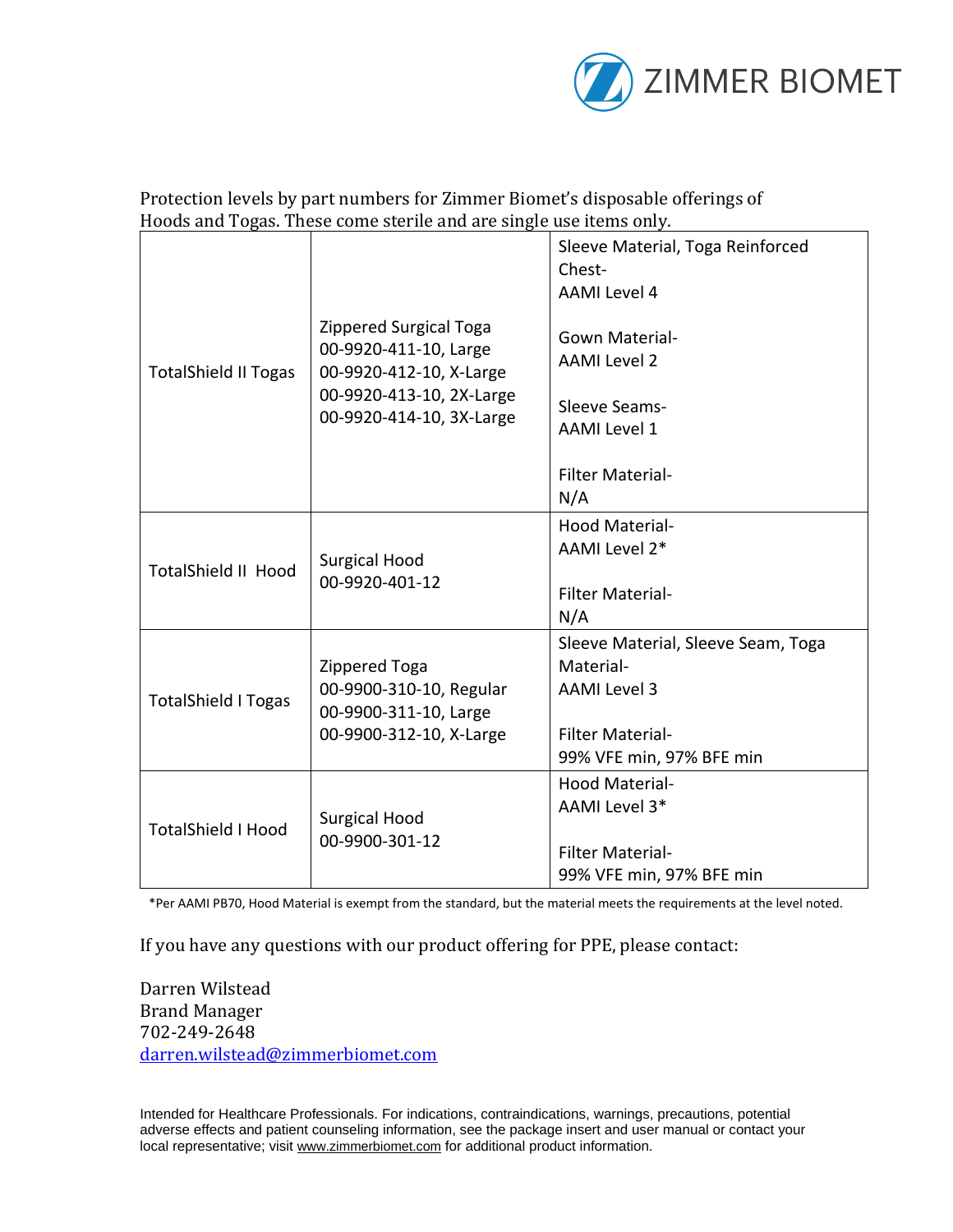Protection levels by part numbers for Zimmer Biomet's disposable offerings of Hoods and Togas. These come sterile and are single use items only.

| | | |
|---|---|---|
| TotalShield II Togas | Zippered Surgical Toga<br>00-9920-411-10, Large<br>00-9920-412-10, X-Large<br>00-9920-413-10, 2X-Large<br>00-9920-414-10, 3X-Large | Sleeve Material, Toga Reinforced Chest-<br>AAMI Level 4<br><br>Gown Material-<br>AAMI Level 2<br><br>Sleeve Seams-<br>AAMI Level 1<br><br>Filter Material-<br>N/A |
| TotalShield II Hood | Surgical Hood<br>00-9920-401-12 | Hood Material-<br>AAMI Level 2*<br><br>Filter Material-<br>N/A |
| TotalShield I Togas | Zippered Toga<br>00-9900-310-10, Regular<br>00-9900-311-10, Large<br>00-9900-312-10, X-Large | Sleeve Material, Sleeve Seam, Toga Material-<br>AAMI Level 3<br><br>Filter Material-<br>99% VFE min, 97% BFE min |
| TotalShield I Hood | Surgical Hood<br>00-9900-301-12 | Hood Material-<br>AAMI Level 3*<br><br>Filter Material-<br>99% VFE min, 97% BFE min |

*Per AAMI PB70, Hood Material is exempt from the standard, but the material meets the requirements at the level noted.

If you have any questions with our product offering for PPE, please contact:

Darren Wilstead  
Brand Manager  
702-249-2648  
darren.wilstead@zimmerbiomet.com

Intended for Healthcare Professionals. For indications, contraindications, warnings, precautions, potential adverse effects and patient counseling information, see the package insert and user manual or contact your local representative; visit www.zimmerbiomet.com for additional product information.